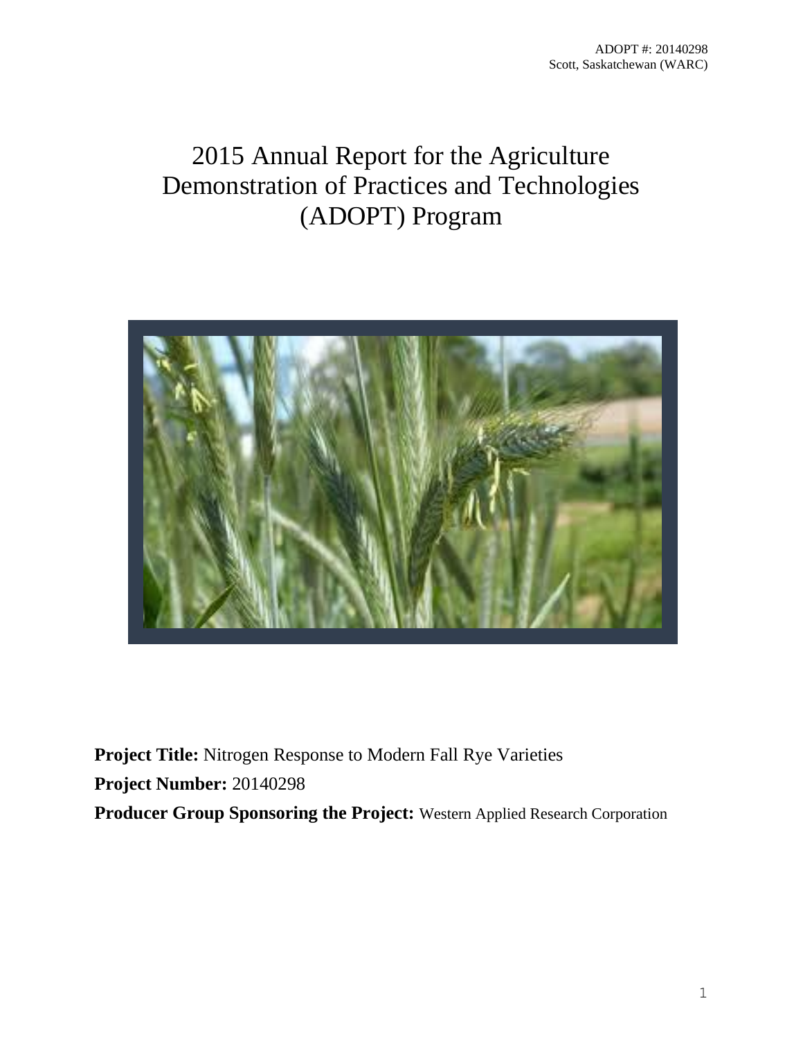# 2015 Annual Report for the Agriculture Demonstration of Practices and Technologies (ADOPT) Program

**Project Title:** Nitrogen Response to Modern Fall Rye Varieties

**Project Number:** 20140298

**Producer Group Sponsoring the Project:** Western Applied Research Corporation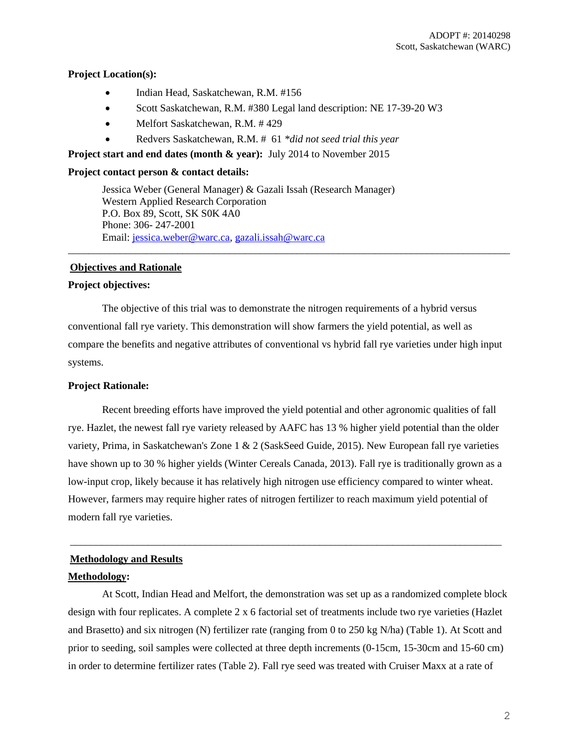**Project Location(s):**

- Indian Head, Saskatchewan, R.M. #156
- Scott Saskatchewan, R.M. #380 Legal land description: NE 17-39-20 W3
- Melfort Saskatchewan, R.M. # 429
- Redvers Saskatchewan, R.M. # 61 *\*did not seed trial this year*

**Project start and end dates (month & year):** July 2014 to November 2015

**Project contact person & contact details:**

Jessica Weber (General Manager) & Gazali Issah (Research Manager)
Western Applied Research Corporation
P.O. Box 89, Scott, SK S0K 4A0
Phone: 306- 247-2001
Email: jessica.weber@warc.ca, gazali.issah@warc.ca

---

## Objectives and Rationale

**Project objectives:**

The objective of this trial was to demonstrate the nitrogen requirements of a hybrid versus conventional fall rye variety. This demonstration will show farmers the yield potential, as well as compare the benefits and negative attributes of conventional vs hybrid fall rye varieties under high input systems.

**Project Rationale:**

Recent breeding efforts have improved the yield potential and other agronomic qualities of fall rye. Hazlet, the newest fall rye variety released by AAFC has 13 % higher yield potential than the older variety, Prima, in Saskatchewan's Zone 1 & 2 (SaskSeed Guide, 2015). New European fall rye varieties have shown up to 30 % higher yields (Winter Cereals Canada, 2013). Fall rye is traditionally grown as a low-input crop, likely because it has relatively high nitrogen use efficiency compared to winter wheat. However, farmers may require higher rates of nitrogen fertilizer to reach maximum yield potential of modern fall rye varieties.

---

## Methodology and Results

**Methodology:**

At Scott, Indian Head and Melfort, the demonstration was set up as a randomized complete block design with four replicates. A complete 2 x 6 factorial set of treatments include two rye varieties (Hazlet and Brasetto) and six nitrogen (N) fertilizer rate (ranging from 0 to 250 kg N/ha) (Table 1). At Scott and prior to seeding, soil samples were collected at three depth increments (0-15cm, 15-30cm and 15-60 cm) in order to determine fertilizer rates (Table 2). Fall rye seed was treated with Cruiser Maxx at a rate of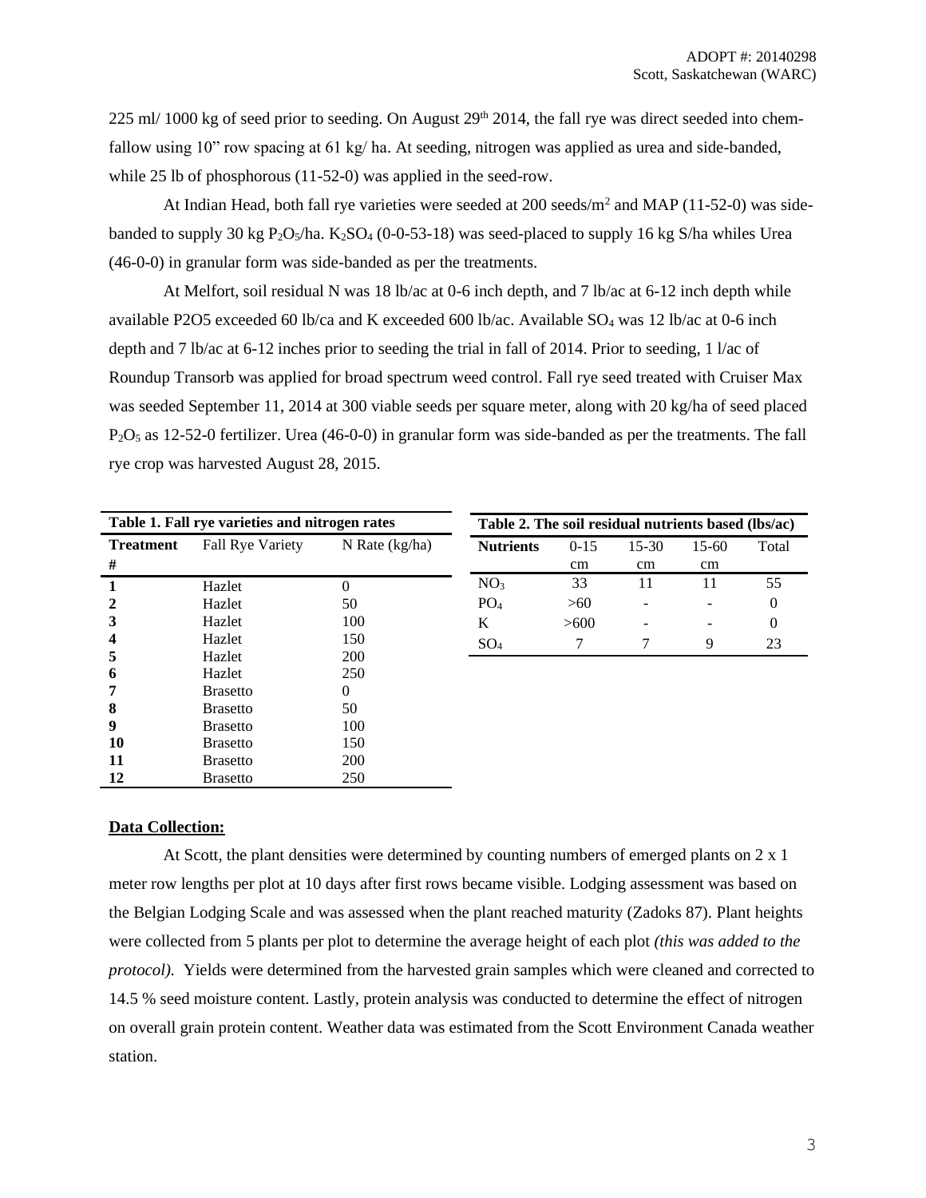225 ml/ 1000 kg of seed prior to seeding. On August 29th 2014, the fall rye was direct seeded into chem-fallow using 10" row spacing at 61 kg/ ha. At seeding, nitrogen was applied as urea and side-banded, while 25 lb of phosphorous (11-52-0) was applied in the seed-row.

At Indian Head, both fall rye varieties were seeded at 200 seeds/m$^2$ and MAP (11-52-0) was side-banded to supply 30 kg $P_2O_5$/ha. $K_2SO_4$ (0-0-53-18) was seed-placed to supply 16 kg S/ha whiles Urea (46-0-0) in granular form was side-banded as per the treatments.

At Melfort, soil residual N was 18 lb/ac at 0-6 inch depth, and 7 lb/ac at 6-12 inch depth while available P2O5 exceeded 60 lb/ca and K exceeded 600 lb/ac. Available $SO_4$ was 12 lb/ac at 0-6 inch depth and 7 lb/ac at 6-12 inches prior to seeding the trial in fall of 2014. Prior to seeding, 1 l/ac of Roundup Transorb was applied for broad spectrum weed control. Fall rye seed treated with Cruiser Max was seeded September 11, 2014 at 300 viable seeds per square meter, along with 20 kg/ha of seed placed $P_2O_5$ as 12-52-0 fertilizer. Urea (46-0-0) in granular form was side-banded as per the treatments. The fall rye crop was harvested August 28, 2015.

**Table 1. Fall rye varieties and nitrogen rates**

| Treatment # | Fall Rye Variety | N Rate (kg/ha) |
|---|---|---|
| **1** | Hazlet | 0 |
| **2** | Hazlet | 50 |
| **3** | Hazlet | 100 |
| **4** | Hazlet | 150 |
| **5** | Hazlet | 200 |
| **6** | Hazlet | 250 |
| **7** | Brasetto | 0 |
| **8** | Brasetto | 50 |
| **9** | Brasetto | 100 |
| **10** | Brasetto | 150 |
| **11** | Brasetto | 200 |
| **12** | Brasetto | 250 |

**Table 2. The soil residual nutrients based (lbs/ac)**

| Nutrients | 0-15 cm | 15-30 cm | 15-60 cm | Total |
|---|---|---|---|---|
| $NO_3$ | 33 | 11 | 11 | 55 |
| $PO_4$ | >60 | - | - | 0 |
| K | >600 | - | - | 0 |
| $SO_4$ | 7 | 7 | 9 | 23 |

**Data Collection:**

At Scott, the plant densities were determined by counting numbers of emerged plants on 2 x 1 meter row lengths per plot at 10 days after first rows became visible. Lodging assessment was based on the Belgian Lodging Scale and was assessed when the plant reached maturity (Zadoks 87). Plant heights were collected from 5 plants per plot to determine the average height of each plot *(this was added to the protocol).* Yields were determined from the harvested grain samples which were cleaned and corrected to 14.5 % seed moisture content. Lastly, protein analysis was conducted to determine the effect of nitrogen on overall grain protein content. Weather data was estimated from the Scott Environment Canada weather station.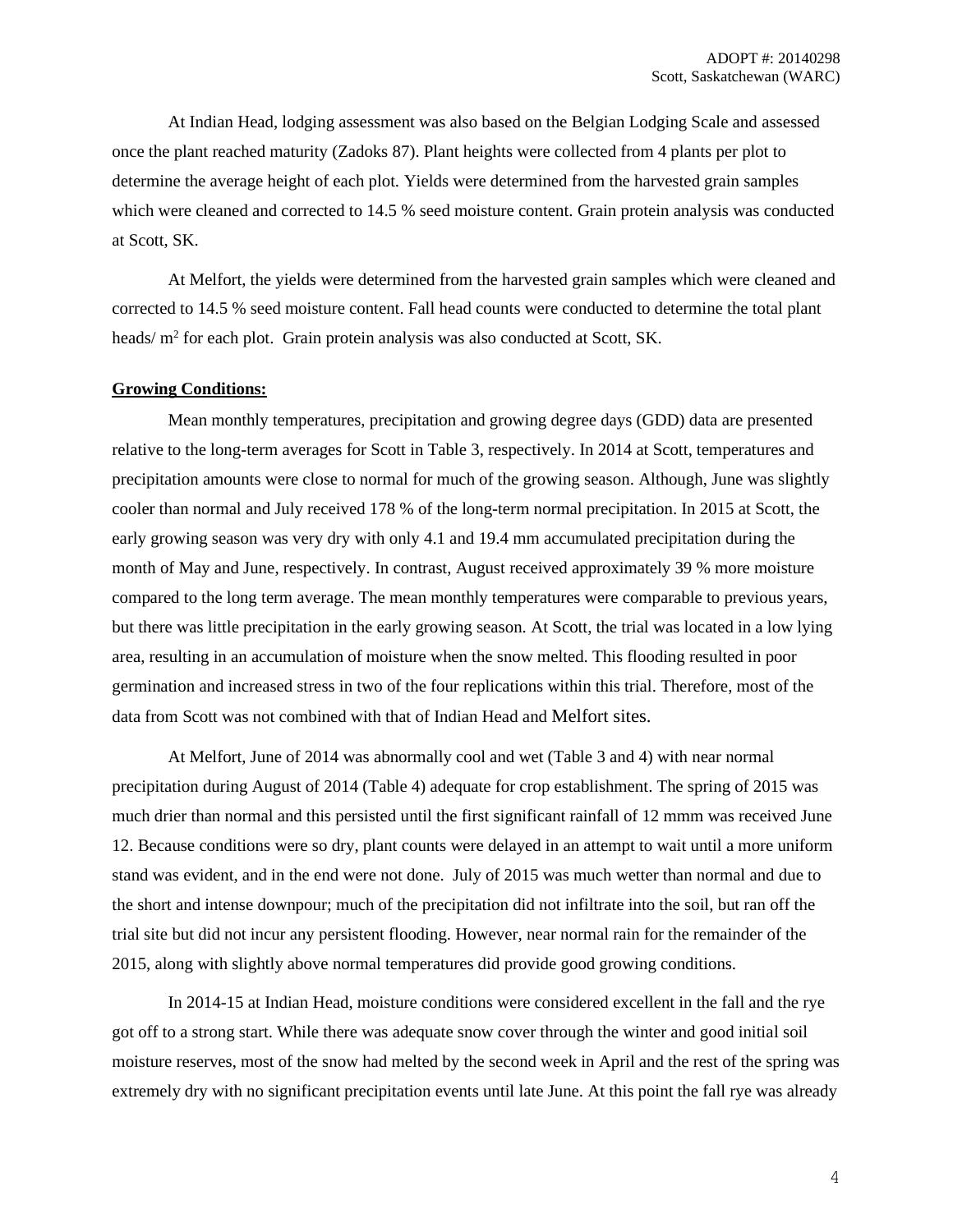At Indian Head, lodging assessment was also based on the Belgian Lodging Scale and assessed once the plant reached maturity (Zadoks 87). Plant heights were collected from 4 plants per plot to determine the average height of each plot. Yields were determined from the harvested grain samples which were cleaned and corrected to 14.5 % seed moisture content. Grain protein analysis was conducted at Scott, SK.

At Melfort, the yields were determined from the harvested grain samples which were cleaned and corrected to 14.5 % seed moisture content. Fall head counts were conducted to determine the total plant heads/ $m^2$ for each plot. Grain protein analysis was also conducted at Scott, SK.

**Growing Conditions:**

Mean monthly temperatures, precipitation and growing degree days (GDD) data are presented relative to the long-term averages for Scott in Table 3, respectively. In 2014 at Scott, temperatures and precipitation amounts were close to normal for much of the growing season. Although, June was slightly cooler than normal and July received 178 % of the long-term normal precipitation. In 2015 at Scott, the early growing season was very dry with only 4.1 and 19.4 mm accumulated precipitation during the month of May and June, respectively. In contrast, August received approximately 39 % more moisture compared to the long term average. The mean monthly temperatures were comparable to previous years, but there was little precipitation in the early growing season. At Scott, the trial was located in a low lying area, resulting in an accumulation of moisture when the snow melted. This flooding resulted in poor germination and increased stress in two of the four replications within this trial. Therefore, most of the data from Scott was not combined with that of Indian Head and Melfort sites.

At Melfort, June of 2014 was abnormally cool and wet (Table 3 and 4) with near normal precipitation during August of 2014 (Table 4) adequate for crop establishment. The spring of 2015 was much drier than normal and this persisted until the first significant rainfall of 12 mmm was received June 12. Because conditions were so dry, plant counts were delayed in an attempt to wait until a more uniform stand was evident, and in the end were not done. July of 2015 was much wetter than normal and due to the short and intense downpour; much of the precipitation did not infiltrate into the soil, but ran off the trial site but did not incur any persistent flooding. However, near normal rain for the remainder of the 2015, along with slightly above normal temperatures did provide good growing conditions.

In 2014-15 at Indian Head, moisture conditions were considered excellent in the fall and the rye got off to a strong start. While there was adequate snow cover through the winter and good initial soil moisture reserves, most of the snow had melted by the second week in April and the rest of the spring was extremely dry with no significant precipitation events until late June. At this point the fall rye was already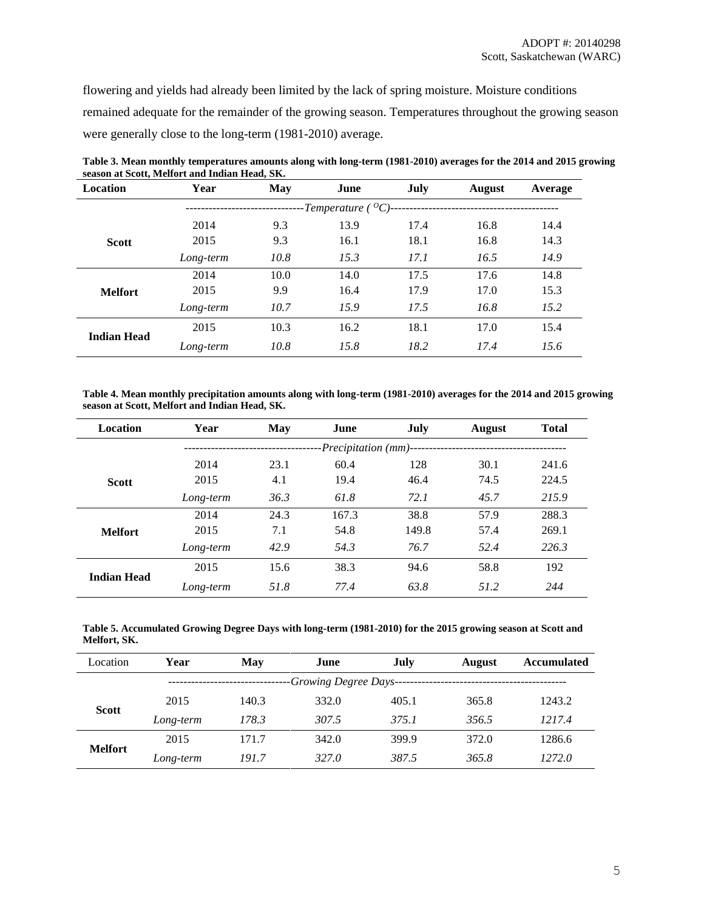flowering and yields had already been limited by the lack of spring moisture. Moisture conditions remained adequate for the remainder of the growing season. Temperatures throughout the growing season were generally close to the long-term (1981-2010) average.

**Table 3. Mean monthly temperatures amounts along with long-term (1981-2010) averages for the 2014 and 2015 growing season at Scott, Melfort and Indian Head, SK.**

| Location | Year | May | June | July | August | Average |
|---|---|---|---|---|---|---|
| | -------------------------------*Temperature ( $^{O}C$)*------------------------------------------- | | | | | |
| **Scott** | 2014 | 9.3 | 13.9 | 17.4 | 16.8 | 14.4 |
| | 2015 | 9.3 | 16.1 | 18.1 | 16.8 | 14.3 |
| | *Long-term* | *10.8* | *15.3* | *17.1* | *16.5* | *14.9* |
| **Melfort** | 2014 | 10.0 | 14.0 | 17.5 | 17.6 | 14.8 |
| | 2015 | 9.9 | 16.4 | 17.9 | 17.0 | 15.3 |
| | *Long-term* | *10.7* | *15.9* | *17.5* | *16.8* | *15.2* |
| **Indian Head** | 2015 | 10.3 | 16.2 | 18.1 | 17.0 | 15.4 |
| | *Long-term* | *10.8* | *15.8* | *18.2* | *17.4* | *15.6* |

**Table 4. Mean monthly precipitation amounts along with long-term (1981-2010) averages for the 2014 and 2015 growing season at Scott, Melfort and Indian Head, SK.**

| Location | Year | May | June | July | August | Total |
|---|---|---|---|---|---|---|
| | -----------------------------------*Precipitation (mm)*---------------------------------------- | | | | | |
| **Scott** | 2014 | 23.1 | 60.4 | 128 | 30.1 | 241.6 |
| | 2015 | 4.1 | 19.4 | 46.4 | 74.5 | 224.5 |
| | *Long-term* | *36.3* | *61.8* | *72.1* | *45.7* | *215.9* |
| **Melfort** | 2014 | 24.3 | 167.3 | 38.8 | 57.9 | 288.3 |
| | 2015 | 7.1 | 54.8 | 149.8 | 57.4 | 269.1 |
| | *Long-term* | *42.9* | *54.3* | *76.7* | *52.4* | *226.3* |
| **Indian Head** | 2015 | 15.6 | 38.3 | 94.6 | 58.8 | 192 |
| | *Long-term* | *51.8* | *77.4* | *63.8* | *51.2* | *244* |

**Table 5. Accumulated Growing Degree Days with long-term (1981-2010) for the 2015 growing season at Scott and Melfort, SK.**

| Location | Year | May | June | July | August | Accumulated |
|---|---|---|---|---|---|---|
| | --------------------------------*Growing Degree Days*--------------------------------------------- | | | | | |
| **Scott** | 2015 | 140.3 | 332.0 | 405.1 | 365.8 | 1243.2 |
| | *Long-term* | *178.3* | *307.5* | *375.1* | *356.5* | *1217.4* |
| **Melfort** | 2015 | 171.7 | 342.0 | 399.9 | 372.0 | 1286.6 |
| | *Long-term* | *191.7* | *327.0* | *387.5* | *365.8* | *1272.0* |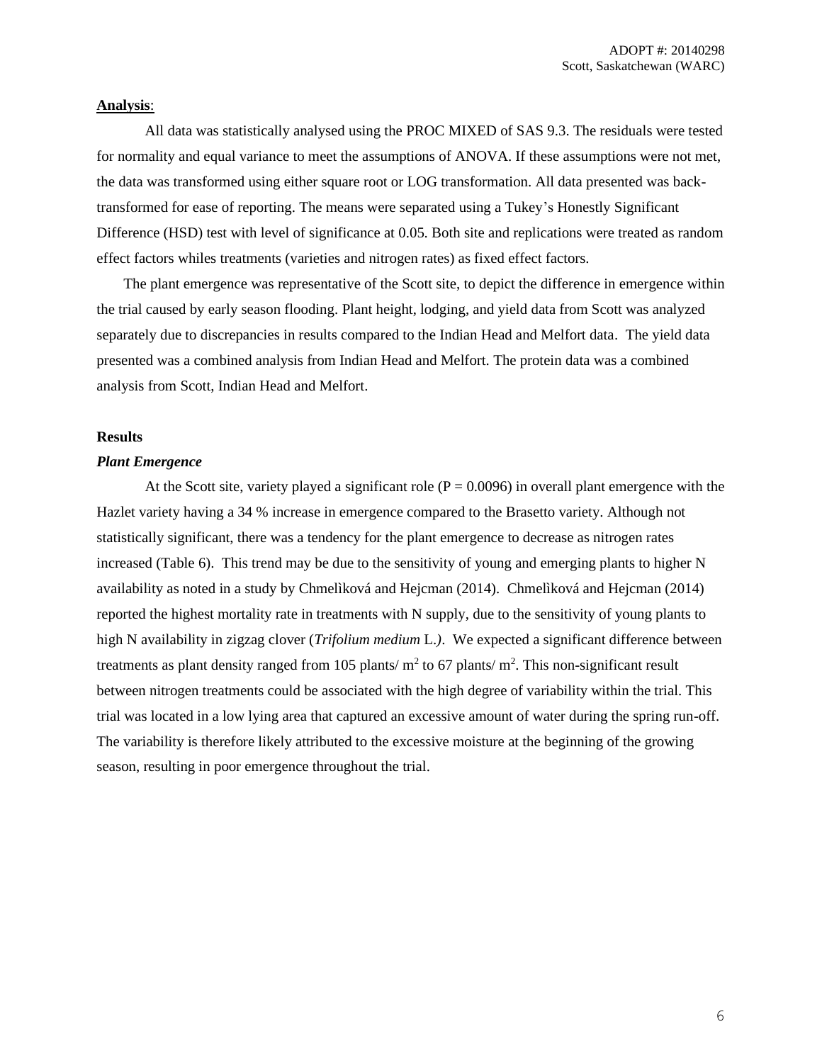**Analysis**:

All data was statistically analysed using the PROC MIXED of SAS 9.3. The residuals were tested for normality and equal variance to meet the assumptions of ANOVA. If these assumptions were not met, the data was transformed using either square root or LOG transformation. All data presented was back-transformed for ease of reporting. The means were separated using a Tukey's Honestly Significant Difference (HSD) test with level of significance at 0.05. Both site and replications were treated as random effect factors whiles treatments (varieties and nitrogen rates) as fixed effect factors.

The plant emergence was representative of the Scott site, to depict the difference in emergence within the trial caused by early season flooding. Plant height, lodging, and yield data from Scott was analyzed separately due to discrepancies in results compared to the Indian Head and Melfort data. The yield data presented was a combined analysis from Indian Head and Melfort. The protein data was a combined analysis from Scott, Indian Head and Melfort.

## Results

### *Plant Emergence*

At the Scott site, variety played a significant role ($P = 0.0096$) in overall plant emergence with the Hazlet variety having a 34 % increase in emergence compared to the Brasetto variety. Although not statistically significant, there was a tendency for the plant emergence to decrease as nitrogen rates increased (Table 6). This trend may be due to the sensitivity of young and emerging plants to higher N availability as noted in a study by Chmelìková and Hejcman (2014). Chmelìková and Hejcman (2014) reported the highest mortality rate in treatments with N supply, due to the sensitivity of young plants to high N availability in zigzag clover (*Trifolium medium* L.*)*. We expected a significant difference between treatments as plant density ranged from 105 plants/ $m^2$ to 67 plants/ $m^2$. This non-significant result between nitrogen treatments could be associated with the high degree of variability within the trial. This trial was located in a low lying area that captured an excessive amount of water during the spring run-off. The variability is therefore likely attributed to the excessive moisture at the beginning of the growing season, resulting in poor emergence throughout the trial.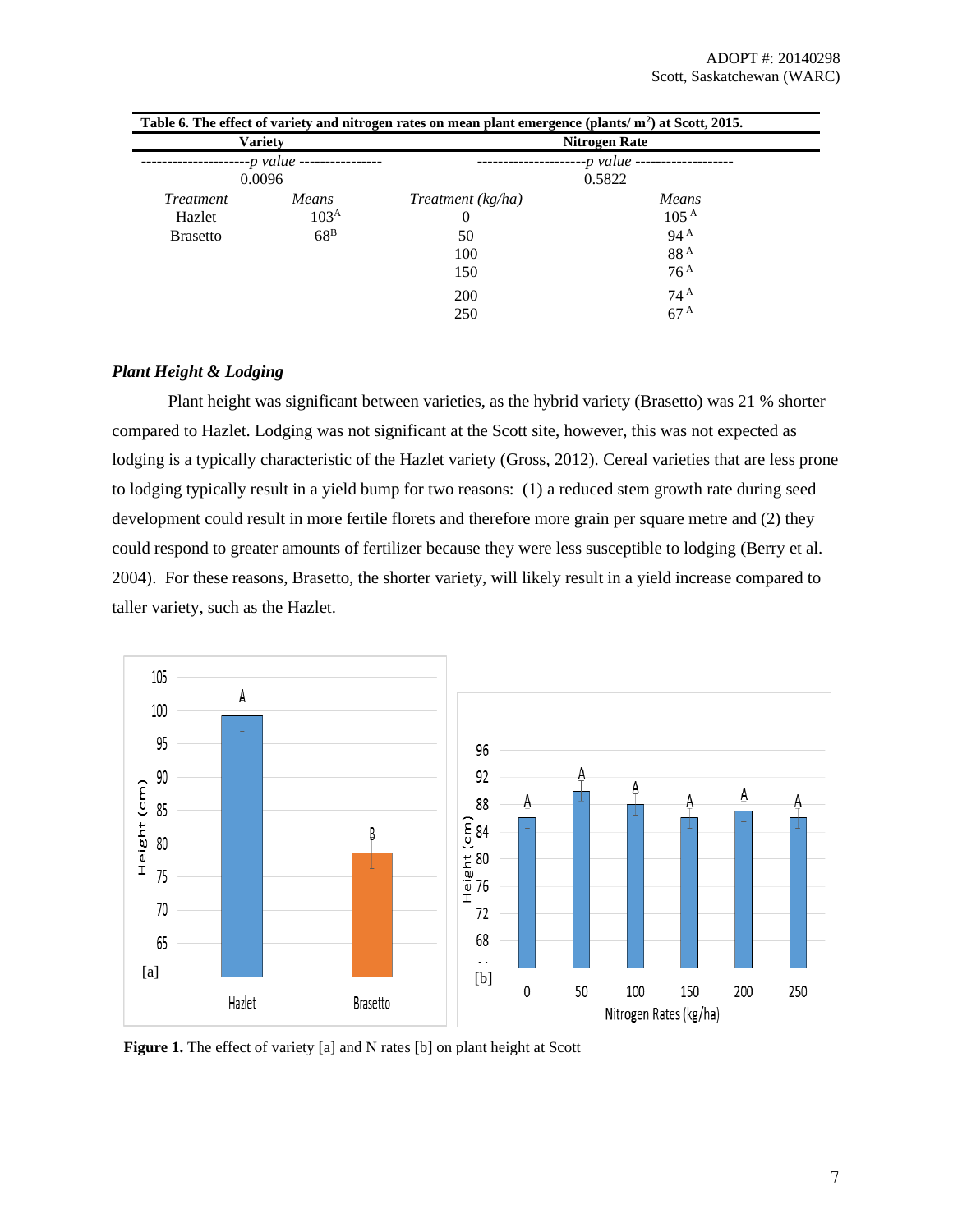**Table 6. The effect of variety and nitrogen rates on mean plant emergence (plants/ m$^2$) at Scott, 2015.**

| Variety | | Nitrogen Rate | |
|---|---|---|---|
| *p value* | | *p value* | |
| 0.0096 | | 0.5822 | |
| *Treatment* | *Means* | *Treatment (kg/ha)* | *Means* |
| Hazlet | 103$^{A}$ | 0 | 105$^{A}$ |
| Brasetto | 68$^{B}$ | 50 | 94$^{A}$ |
| | | 100 | 88$^{A}$ |
| | | 150 | 76$^{A}$ |
| | | 200 | 74$^{A}$ |
| | | 250 | 67$^{A}$ |

### *Plant Height & Lodging*

Plant height was significant between varieties, as the hybrid variety (Brasetto) was 21 % shorter compared to Hazlet. Lodging was not significant at the Scott site, however, this was not expected as lodging is a typically characteristic of the Hazlet variety (Gross, 2012). Cereal varieties that are less prone to lodging typically result in a yield bump for two reasons: (1) a reduced stem growth rate during seed development could result in more fertile florets and therefore more grain per square metre and (2) they could respond to greater amounts of fertilizer because they were less susceptible to lodging (Berry et al. 2004). For these reasons, Brasetto, the shorter variety, will likely result in a yield increase compared to taller variety, such as the Hazlet.

**Figure 1.** The effect of variety [a] and N rates [b] on plant height at Scott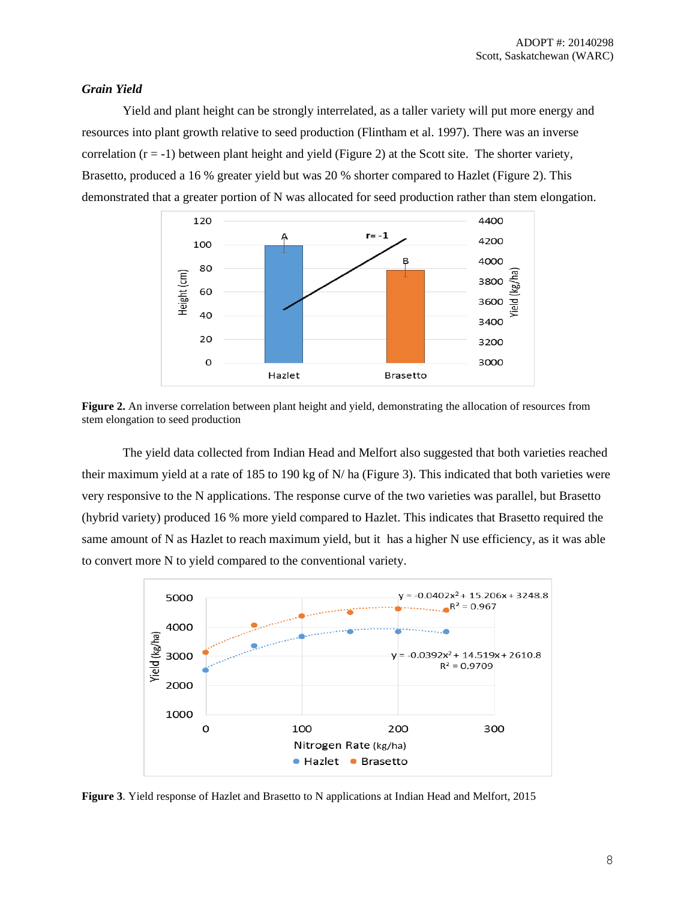### *Grain Yield*

Yield and plant height can be strongly interrelated, as a taller variety will put more energy and resources into plant growth relative to seed production (Flintham et al. 1997). There was an inverse correlation (r = -1) between plant height and yield (Figure 2) at the Scott site. The shorter variety, Brasetto, produced a 16 % greater yield but was 20 % shorter compared to Hazlet (Figure 2). This demonstrated that a greater portion of N was allocated for seed production rather than stem elongation.

**Figure 2.** An inverse correlation between plant height and yield, demonstrating the allocation of resources from stem elongation to seed production

The yield data collected from Indian Head and Melfort also suggested that both varieties reached their maximum yield at a rate of 185 to 190 kg of N/ ha (Figure 3). This indicated that both varieties were very responsive to the N applications. The response curve of the two varieties was parallel, but Brasetto (hybrid variety) produced 16 % more yield compared to Hazlet. This indicates that Brasetto required the same amount of N as Hazlet to reach maximum yield, but it has a higher N use efficiency, as it was able to convert more N to yield compared to the conventional variety.

**Figure 3**. Yield response of Hazlet and Brasetto to N applications at Indian Head and Melfort, 2015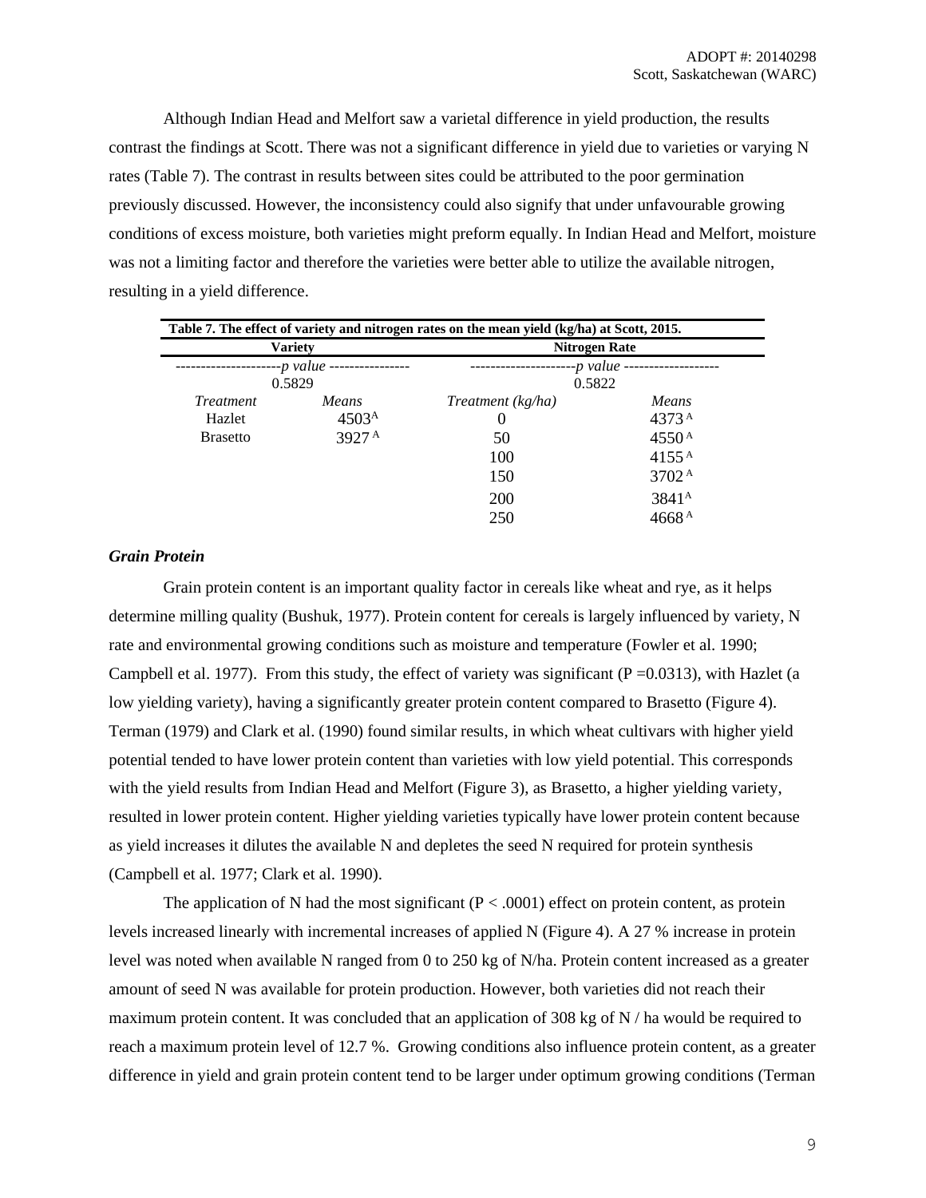Although Indian Head and Melfort saw a varietal difference in yield production, the results contrast the findings at Scott. There was not a significant difference in yield due to varieties or varying N rates (Table 7). The contrast in results between sites could be attributed to the poor germination previously discussed. However, the inconsistency could also signify that under unfavourable growing conditions of excess moisture, both varieties might preform equally. In Indian Head and Melfort, moisture was not a limiting factor and therefore the varieties were better able to utilize the available nitrogen, resulting in a yield difference.

**Table 7. The effect of variety and nitrogen rates on the mean yield (kg/ha) at Scott, 2015.**

| Variety | | Nitrogen Rate | |
|---|---|---|---|
| ---------------------*p value* ---------------- | | ---------------------*p value* ------------------- | |
| 0.5829 | | 0.5822 | |
| *Treatment* | *Means* | *Treatment (kg/ha)* | *Means* |
| Hazlet | 4503[A] | 0 | 4373[A] |
| Brasetto | 3927[A] | 50 | 4550[A] |
| | | 100 | 4155[A] |
| | | 150 | 3702[A] |
| | | 200 | 3841[A] |
| | | 250 | 4668[A] |

### *Grain Protein*

Grain protein content is an important quality factor in cereals like wheat and rye, as it helps determine milling quality (Bushuk, 1977). Protein content for cereals is largely influenced by variety, N rate and environmental growing conditions such as moisture and temperature (Fowler et al. 1990; Campbell et al. 1977). From this study, the effect of variety was significant ($P = 0.0313$), with Hazlet (a low yielding variety), having a significantly greater protein content compared to Brasetto (Figure 4). Terman (1979) and Clark et al. (1990) found similar results, in which wheat cultivars with higher yield potential tended to have lower protein content than varieties with low yield potential. This corresponds with the yield results from Indian Head and Melfort (Figure 3), as Brasetto, a higher yielding variety, resulted in lower protein content. Higher yielding varieties typically have lower protein content because as yield increases it dilutes the available N and depletes the seed N required for protein synthesis (Campbell et al. 1977; Clark et al. 1990).

The application of N had the most significant ($P < .0001$) effect on protein content, as protein levels increased linearly with incremental increases of applied N (Figure 4). A 27 % increase in protein level was noted when available N ranged from 0 to 250 kg of N/ha. Protein content increased as a greater amount of seed N was available for protein production. However, both varieties did not reach their maximum protein content. It was concluded that an application of 308 kg of N / ha would be required to reach a maximum protein level of 12.7 %. Growing conditions also influence protein content, as a greater difference in yield and grain protein content tend to be larger under optimum growing conditions (Terman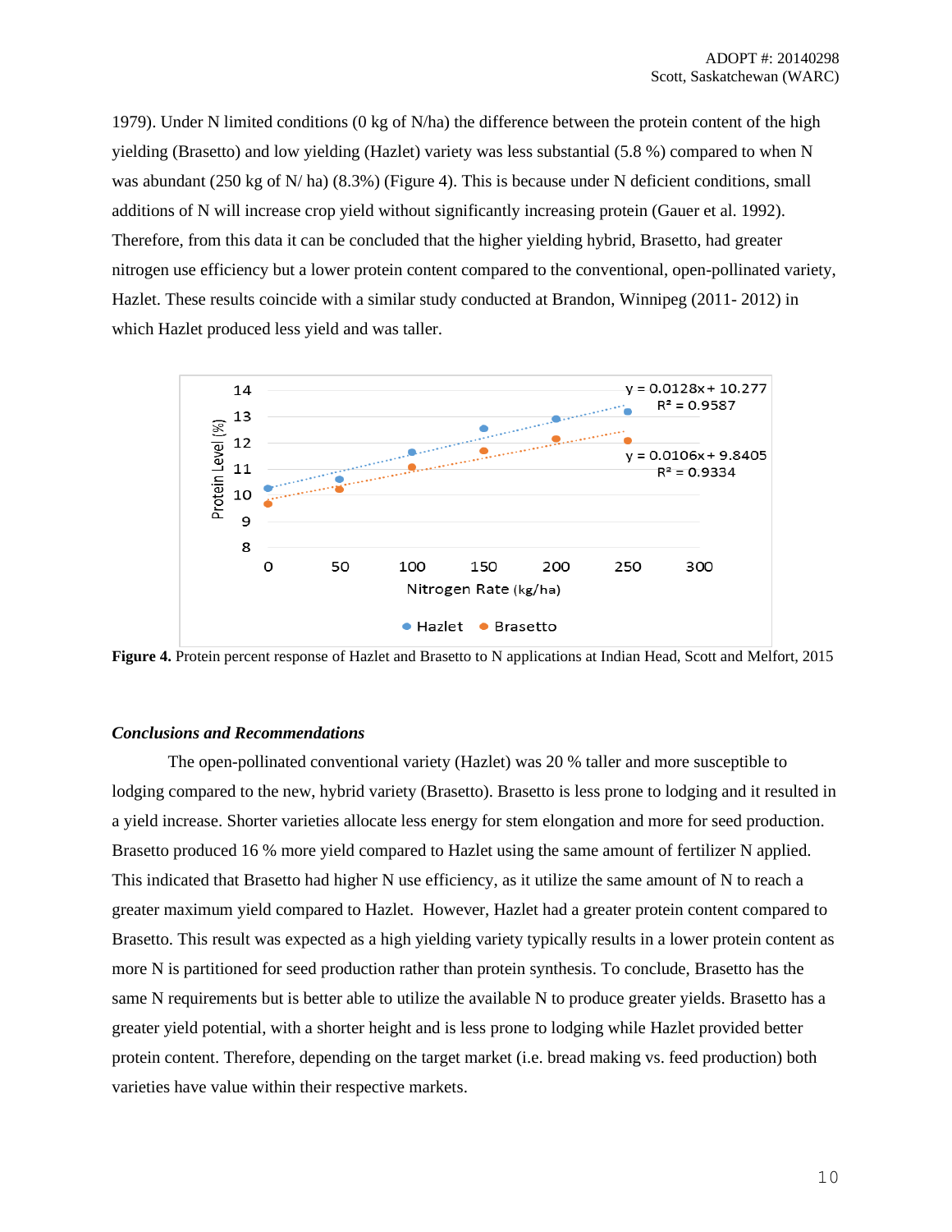1979). Under N limited conditions (0 kg of N/ha) the difference between the protein content of the high yielding (Brasetto) and low yielding (Hazlet) variety was less substantial (5.8 %) compared to when N was abundant (250 kg of N/ ha) (8.3%) (Figure 4). This is because under N deficient conditions, small additions of N will increase crop yield without significantly increasing protein (Gauer et al. 1992). Therefore, from this data it can be concluded that the higher yielding hybrid, Brasetto, had greater nitrogen use efficiency but a lower protein content compared to the conventional, open-pollinated variety, Hazlet. These results coincide with a similar study conducted at Brandon, Winnipeg (2011- 2012) in which Hazlet produced less yield and was taller.

**Figure 4.** Protein percent response of Hazlet and Brasetto to N applications at Indian Head, Scott and Melfort, 2015

### *Conclusions and Recommendations*

The open-pollinated conventional variety (Hazlet) was 20 % taller and more susceptible to lodging compared to the new, hybrid variety (Brasetto). Brasetto is less prone to lodging and it resulted in a yield increase. Shorter varieties allocate less energy for stem elongation and more for seed production. Brasetto produced 16 % more yield compared to Hazlet using the same amount of fertilizer N applied. This indicated that Brasetto had higher N use efficiency, as it utilize the same amount of N to reach a greater maximum yield compared to Hazlet. However, Hazlet had a greater protein content compared to Brasetto. This result was expected as a high yielding variety typically results in a lower protein content as more N is partitioned for seed production rather than protein synthesis. To conclude, Brasetto has the same N requirements but is better able to utilize the available N to produce greater yields. Brasetto has a greater yield potential, with a shorter height and is less prone to lodging while Hazlet provided better protein content. Therefore, depending on the target market (i.e. bread making vs. feed production) both varieties have value within their respective markets.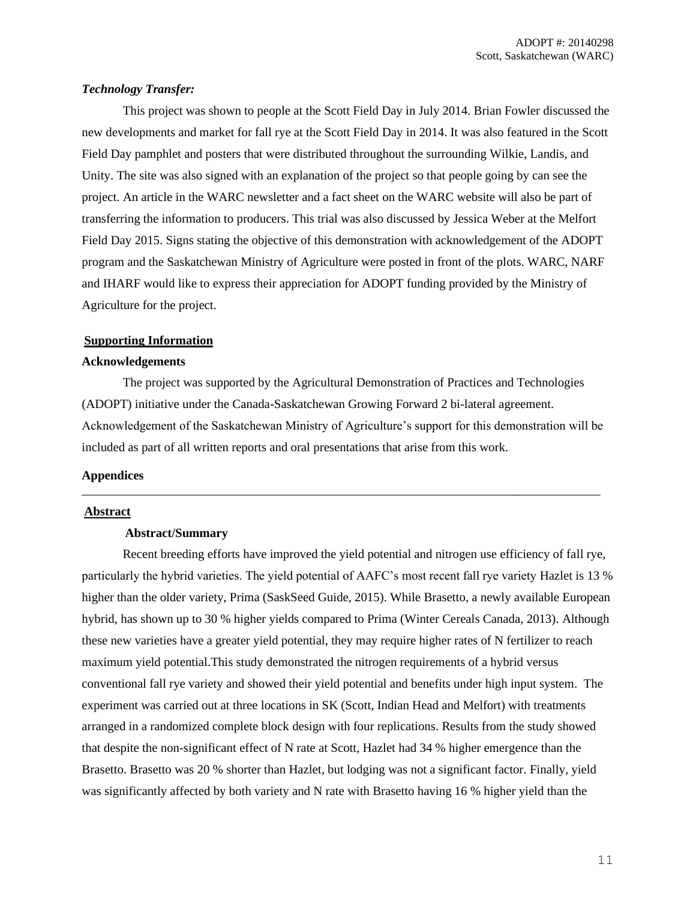***Technology Transfer:***

This project was shown to people at the Scott Field Day in July 2014. Brian Fowler discussed the new developments and market for fall rye at the Scott Field Day in 2014. It was also featured in the Scott Field Day pamphlet and posters that were distributed throughout the surrounding Wilkie, Landis, and Unity. The site was also signed with an explanation of the project so that people going by can see the project. An article in the WARC newsletter and a fact sheet on the WARC website will also be part of transferring the information to producers. This trial was also discussed by Jessica Weber at the Melfort Field Day 2015. Signs stating the objective of this demonstration with acknowledgement of the ADOPT program and the Saskatchewan Ministry of Agriculture were posted in front of the plots. WARC, NARF and IHARF would like to express their appreciation for ADOPT funding provided by the Ministry of Agriculture for the project.

## Supporting Information

### Acknowledgements

The project was supported by the Agricultural Demonstration of Practices and Technologies (ADOPT) initiative under the Canada-Saskatchewan Growing Forward 2 bi-lateral agreement. Acknowledgement of the Saskatchewan Ministry of Agriculture's support for this demonstration will be included as part of all written reports and oral presentations that arise from this work.

### Appendices

---

## Abstract

### Abstract/Summary

Recent breeding efforts have improved the yield potential and nitrogen use efficiency of fall rye, particularly the hybrid varieties. The yield potential of AAFC's most recent fall rye variety Hazlet is 13 % higher than the older variety, Prima (SaskSeed Guide, 2015). While Brasetto, a newly available European hybrid, has shown up to 30 % higher yields compared to Prima (Winter Cereals Canada, 2013). Although these new varieties have a greater yield potential, they may require higher rates of N fertilizer to reach maximum yield potential.This study demonstrated the nitrogen requirements of a hybrid versus conventional fall rye variety and showed their yield potential and benefits under high input system. The experiment was carried out at three locations in SK (Scott, Indian Head and Melfort) with treatments arranged in a randomized complete block design with four replications. Results from the study showed that despite the non-significant effect of N rate at Scott, Hazlet had 34 % higher emergence than the Brasetto. Brasetto was 20 % shorter than Hazlet, but lodging was not a significant factor. Finally, yield was significantly affected by both variety and N rate with Brasetto having 16 % higher yield than the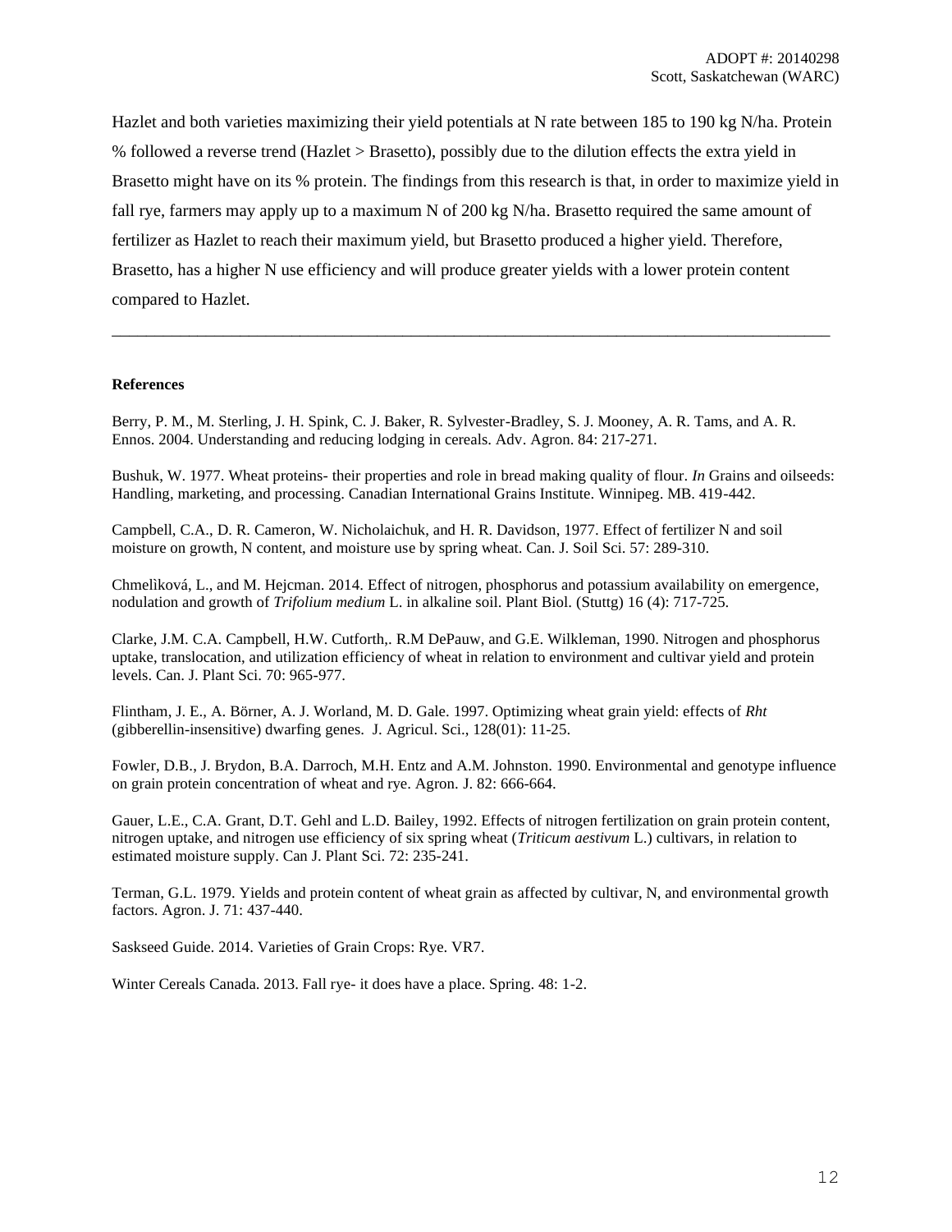Hazlet and both varieties maximizing their yield potentials at N rate between 185 to 190 kg N/ha. Protein % followed a reverse trend (Hazlet > Brasetto), possibly due to the dilution effects the extra yield in Brasetto might have on its % protein. The findings from this research is that, in order to maximize yield in fall rye, farmers may apply up to a maximum N of 200 kg N/ha. Brasetto required the same amount of fertilizer as Hazlet to reach their maximum yield, but Brasetto produced a higher yield. Therefore, Brasetto, has a higher N use efficiency and will produce greater yields with a lower protein content compared to Hazlet.

---

**References**

Berry, P. M., M. Sterling, J. H. Spink, C. J. Baker, R. Sylvester-Bradley, S. J. Mooney, A. R. Tams, and A. R. Ennos. 2004. Understanding and reducing lodging in cereals. Adv. Agron. 84: 217-271.

Bushuk, W. 1977. Wheat proteins- their properties and role in bread making quality of flour. *In* Grains and oilseeds: Handling, marketing, and processing. Canadian International Grains Institute. Winnipeg. MB. 419-442.

Campbell, C.A., D. R. Cameron, W. Nicholaichuk, and H. R. Davidson, 1977. Effect of fertilizer N and soil moisture on growth, N content, and moisture use by spring wheat. Can. J. Soil Sci. 57: 289-310.

Chmelìková, L., and M. Hejcman. 2014. Effect of nitrogen, phosphorus and potassium availability on emergence, nodulation and growth of *Trifolium medium* L. in alkaline soil. Plant Biol. (Stuttg) 16 (4): 717-725.

Clarke, J.M. C.A. Campbell, H.W. Cutforth,. R.M DePauw, and G.E. Wilkleman, 1990. Nitrogen and phosphorus uptake, translocation, and utilization efficiency of wheat in relation to environment and cultivar yield and protein levels. Can. J. Plant Sci. 70: 965-977.

Flintham, J. E., A. Börner, A. J. Worland, M. D. Gale. 1997. Optimizing wheat grain yield: effects of *Rht* (gibberellin-insensitive) dwarfing genes. J. Agricul. Sci., 128(01): 11-25.

Fowler, D.B., J. Brydon, B.A. Darroch, M.H. Entz and A.M. Johnston. 1990. Environmental and genotype influence on grain protein concentration of wheat and rye. Agron. J. 82: 666-664.

Gauer, L.E., C.A. Grant, D.T. Gehl and L.D. Bailey, 1992. Effects of nitrogen fertilization on grain protein content, nitrogen uptake, and nitrogen use efficiency of six spring wheat (*Triticum aestivum* L.) cultivars, in relation to estimated moisture supply. Can J. Plant Sci. 72: 235-241.

Terman, G.L. 1979. Yields and protein content of wheat grain as affected by cultivar, N, and environmental growth factors. Agron. J. 71: 437-440.

Saskseed Guide. 2014. Varieties of Grain Crops: Rye. VR7.

Winter Cereals Canada. 2013. Fall rye- it does have a place. Spring. 48: 1-2.